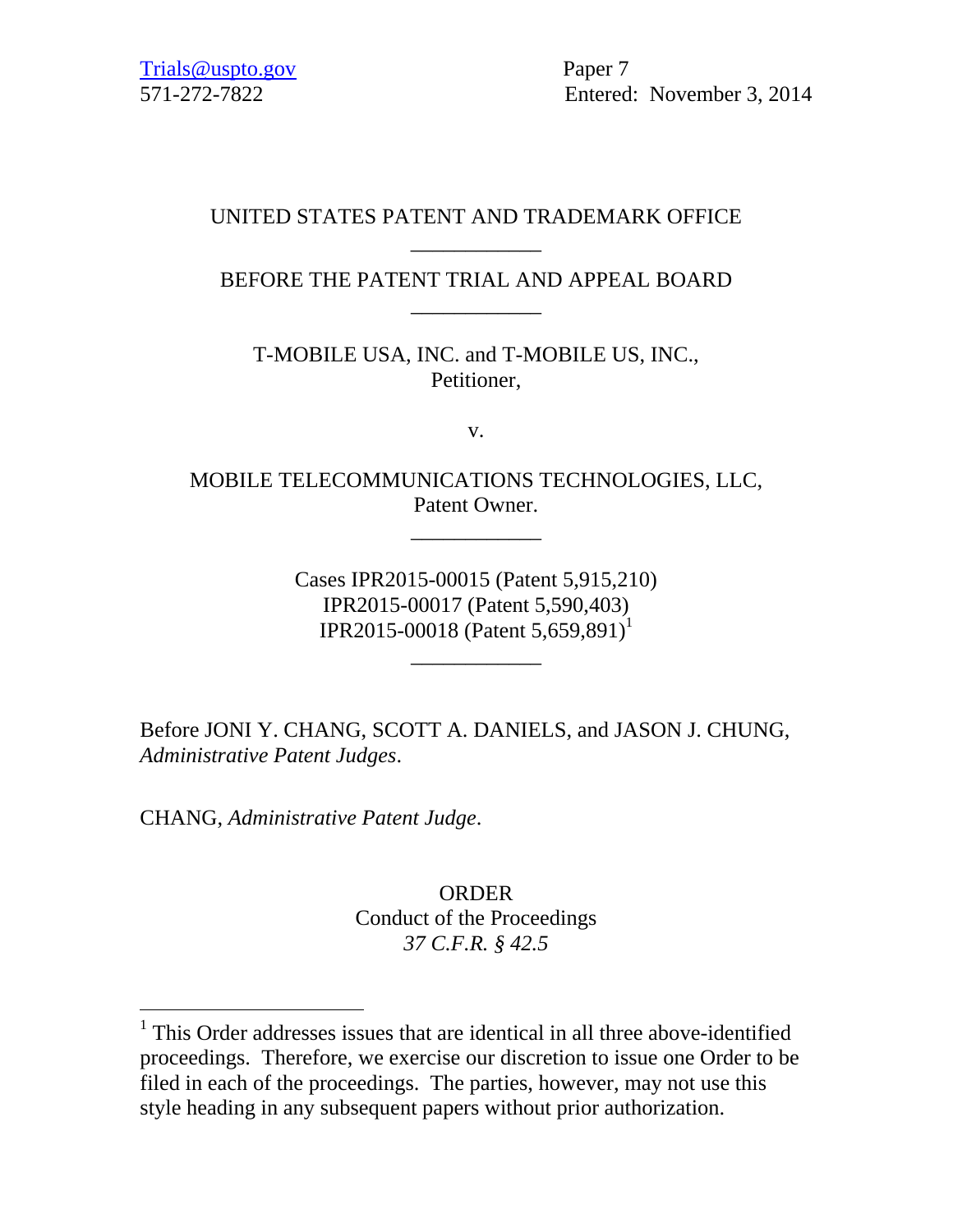Trials@uspto.gov  
571-272-7822

Paper 7  
Entered: November 3, 2014

UNITED STATES PATENT AND TRADEMARK OFFICE

\_\_\_\_\_\_\_\_\_\_\_\_

BEFORE THE PATENT TRIAL AND APPEAL BOARD

\_\_\_\_\_\_\_\_\_\_\_\_

T-MOBILE USA, INC. and T-MOBILE US, INC.,  
Petitioner,

v.

MOBILE TELECOMMUNICATIONS TECHNOLOGIES, LLC,  
Patent Owner.

\_\_\_\_\_\_\_\_\_\_\_\_

Cases IPR2015-00015 (Patent 5,915,210)  
IPR2015-00017 (Patent 5,590,403)  
IPR2015-00018 (Patent 5,659,891)[1]

\_\_\_\_\_\_\_\_\_\_\_\_

Before JONI Y. CHANG, SCOTT A. DANIELS, and JASON J. CHUNG, *Administrative Patent Judges*.

CHANG, *Administrative Patent Judge*.

ORDER  
Conduct of the Proceedings  
*37 C.F.R. § 42.5*

---

[1] This Order addresses issues that are identical in all three above-identified proceedings. Therefore, we exercise our discretion to issue one Order to be filed in each of the proceedings. The parties, however, may not use this style heading in any subsequent papers without prior authorization.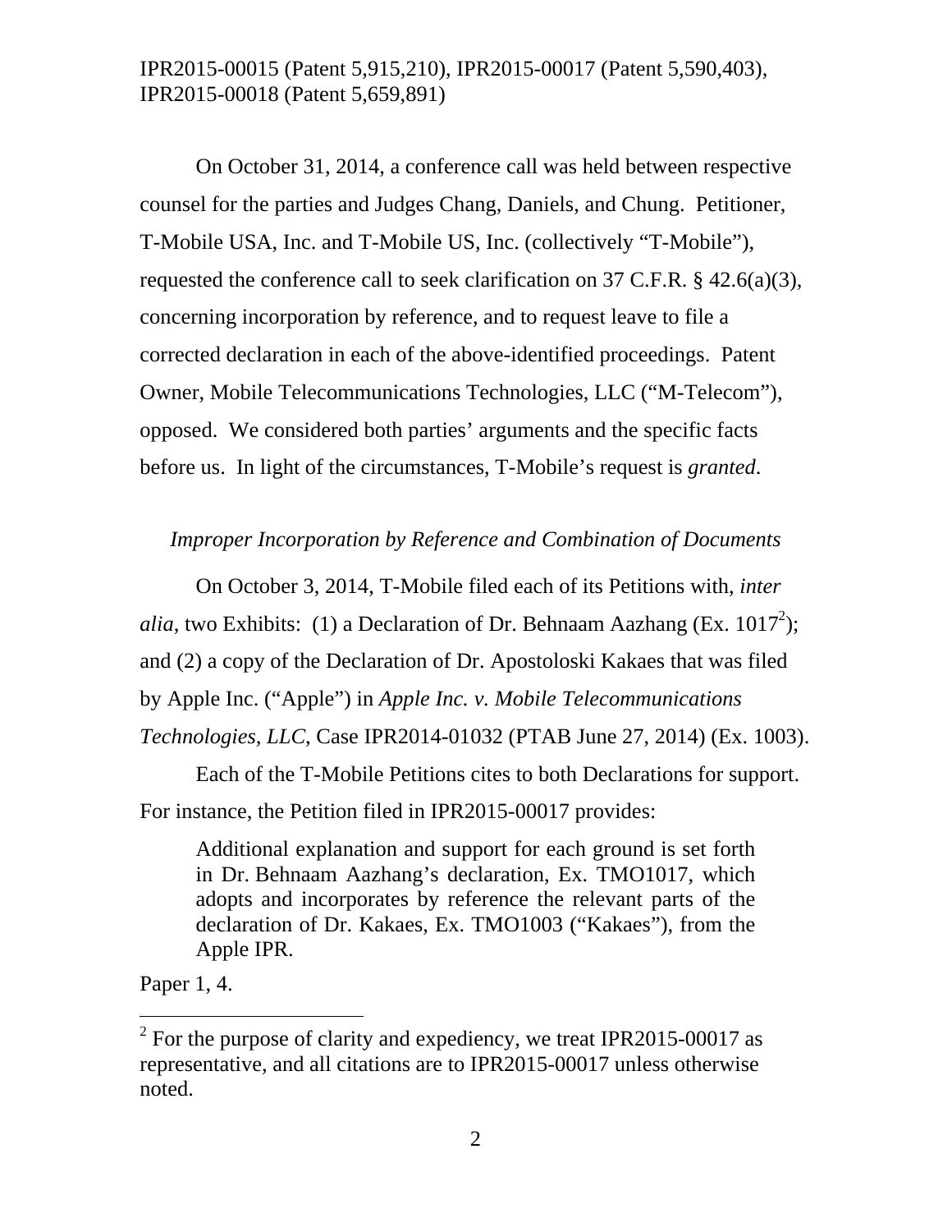On October 31, 2014, a conference call was held between respective counsel for the parties and Judges Chang, Daniels, and Chung. Petitioner, T-Mobile USA, Inc. and T-Mobile US, Inc. (collectively "T-Mobile"), requested the conference call to seek clarification on 37 C.F.R. § 42.6(a)(3), concerning incorporation by reference, and to request leave to file a corrected declaration in each of the above-identified proceedings. Patent Owner, Mobile Telecommunications Technologies, LLC ("M-Telecom"), opposed. We considered both parties' arguments and the specific facts before us. In light of the circumstances, T-Mobile's request is *granted*.

*Improper Incorporation by Reference and Combination of Documents*

On October 3, 2014, T-Mobile filed each of its Petitions with, *inter alia*, two Exhibits: (1) a Declaration of Dr. Behnaam Aazhang (Ex. 1017[2]); and (2) a copy of the Declaration of Dr. Apostoloski Kakaes that was filed by Apple Inc. ("Apple") in *Apple Inc. v. Mobile Telecommunications Technologies, LLC*, Case IPR2014-01032 (PTAB June 27, 2014) (Ex. 1003).

Each of the T-Mobile Petitions cites to both Declarations for support. For instance, the Petition filed in IPR2015-00017 provides:

> Additional explanation and support for each ground is set forth in Dr. Behnaam Aazhang's declaration, Ex. TMO1017, which adopts and incorporates by reference the relevant parts of the declaration of Dr. Kakaes, Ex. TMO1003 ("Kakaes"), from the Apple IPR.

Paper 1, 4.

---

[2] For the purpose of clarity and expediency, we treat IPR2015-00017 as representative, and all citations are to IPR2015-00017 unless otherwise noted.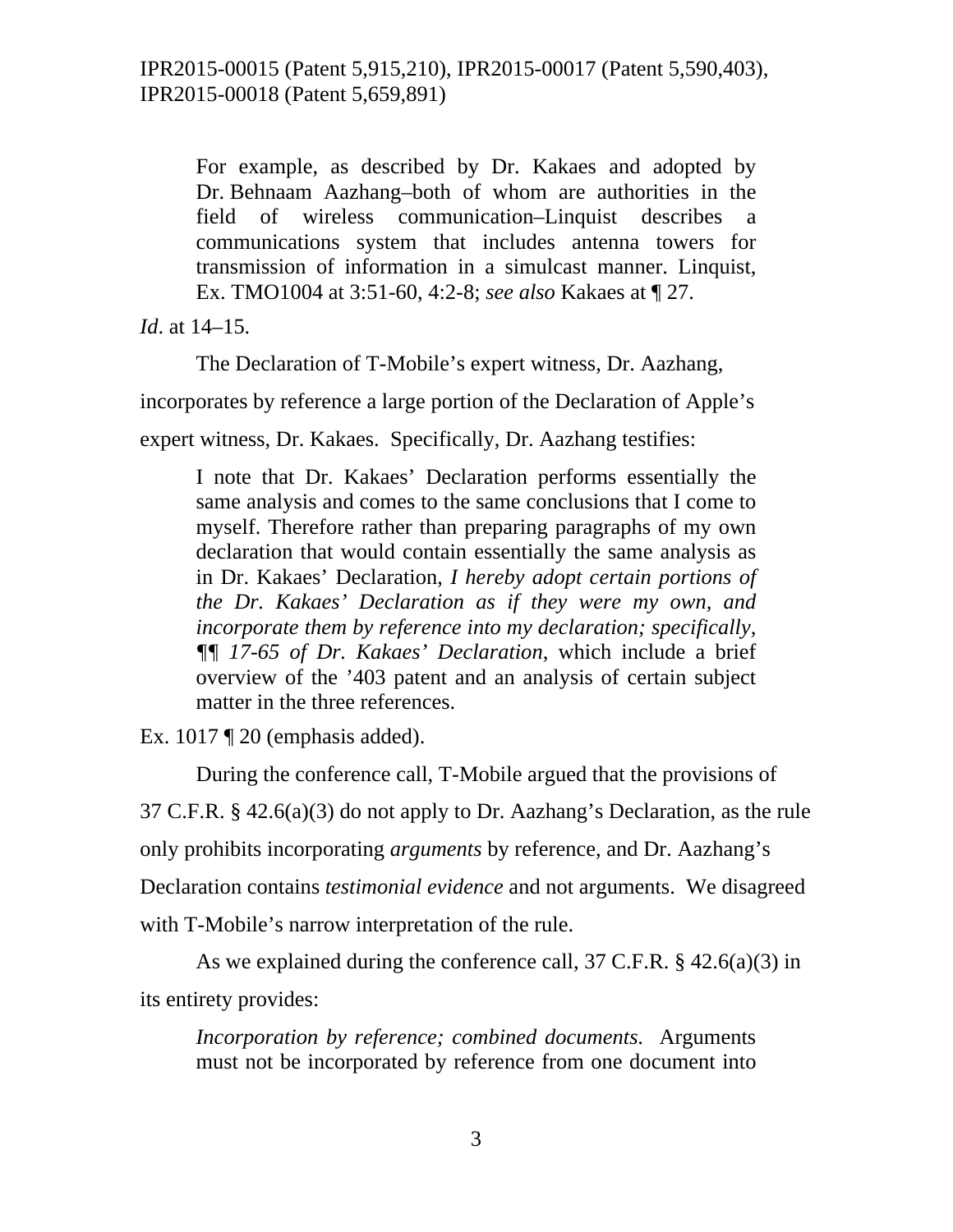> For example, as described by Dr. Kakaes and adopted by Dr. Behnaam Aazhang–both of whom are authorities in the field of wireless communication–Linquist describes a communications system that includes antenna towers for transmission of information in a simulcast manner. Linquist, Ex. TMO1004 at 3:51-60, 4:2-8; *see also* Kakaes at ¶ 27.

*Id*. at 14–15.

The Declaration of T-Mobile's expert witness, Dr. Aazhang, incorporates by reference a large portion of the Declaration of Apple's expert witness, Dr. Kakaes. Specifically, Dr. Aazhang testifies:

> I note that Dr. Kakaes' Declaration performs essentially the same analysis and comes to the same conclusions that I come to myself. Therefore rather than preparing paragraphs of my own declaration that would contain essentially the same analysis as in Dr. Kakaes' Declaration, *I hereby adopt certain portions of the Dr. Kakaes' Declaration as if they were my own, and incorporate them by reference into my declaration; specifically, ¶¶ 17-65 of Dr. Kakaes' Declaration*, which include a brief overview of the '403 patent and an analysis of certain subject matter in the three references.

Ex. 1017 ¶ 20 (emphasis added).

During the conference call, T-Mobile argued that the provisions of 37 C.F.R. § 42.6(a)(3) do not apply to Dr. Aazhang's Declaration, as the rule only prohibits incorporating *arguments* by reference, and Dr. Aazhang's Declaration contains *testimonial evidence* and not arguments. We disagreed with T-Mobile's narrow interpretation of the rule.

As we explained during the conference call, 37 C.F.R. § 42.6(a)(3) in its entirety provides:

> *Incorporation by reference; combined documents*. Arguments must not be incorporated by reference from one document into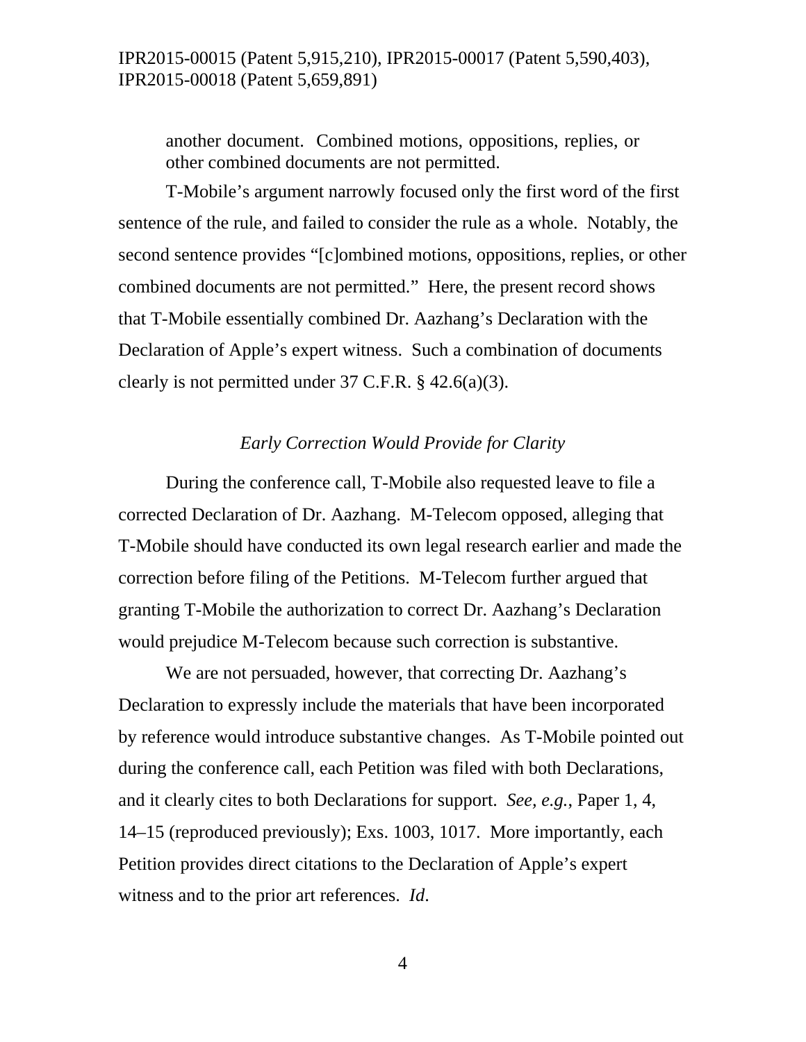> another document. Combined motions, oppositions, replies, or other combined documents are not permitted.

T-Mobile's argument narrowly focused only the first word of the first sentence of the rule, and failed to consider the rule as a whole. Notably, the second sentence provides "[c]ombined motions, oppositions, replies, or other combined documents are not permitted." Here, the present record shows that T-Mobile essentially combined Dr. Aazhang's Declaration with the Declaration of Apple's expert witness. Such a combination of documents clearly is not permitted under 37 C.F.R. § 42.6(a)(3).

*Early Correction Would Provide for Clarity*

During the conference call, T-Mobile also requested leave to file a corrected Declaration of Dr. Aazhang. M-Telecom opposed, alleging that T-Mobile should have conducted its own legal research earlier and made the correction before filing of the Petitions. M-Telecom further argued that granting T-Mobile the authorization to correct Dr. Aazhang's Declaration would prejudice M-Telecom because such correction is substantive.

We are not persuaded, however, that correcting Dr. Aazhang's Declaration to expressly include the materials that have been incorporated by reference would introduce substantive changes. As T-Mobile pointed out during the conference call, each Petition was filed with both Declarations, and it clearly cites to both Declarations for support. *See, e.g.*, Paper 1, 4, 14–15 (reproduced previously); Exs. 1003, 1017. More importantly, each Petition provides direct citations to the Declaration of Apple's expert witness and to the prior art references. *Id*.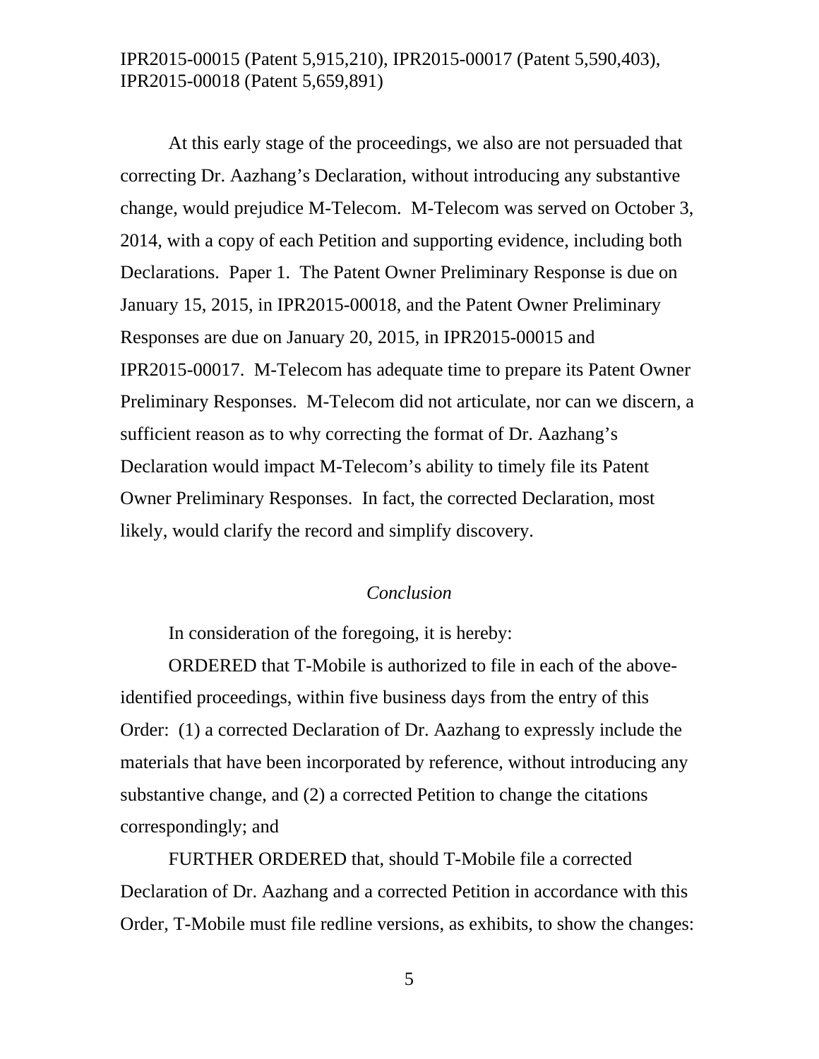At this early stage of the proceedings, we also are not persuaded that correcting Dr. Aazhang's Declaration, without introducing any substantive change, would prejudice M-Telecom. M-Telecom was served on October 3, 2014, with a copy of each Petition and supporting evidence, including both Declarations. Paper 1. The Patent Owner Preliminary Response is due on January 15, 2015, in IPR2015-00018, and the Patent Owner Preliminary Responses are due on January 20, 2015, in IPR2015-00015 and IPR2015-00017. M-Telecom has adequate time to prepare its Patent Owner Preliminary Responses. M-Telecom did not articulate, nor can we discern, a sufficient reason as to why correcting the format of Dr. Aazhang's Declaration would impact M-Telecom's ability to timely file its Patent Owner Preliminary Responses. In fact, the corrected Declaration, most likely, would clarify the record and simplify discovery.

*Conclusion*

In consideration of the foregoing, it is hereby:

ORDERED that T-Mobile is authorized to file in each of the above-identified proceedings, within five business days from the entry of this Order: (1) a corrected Declaration of Dr. Aazhang to expressly include the materials that have been incorporated by reference, without introducing any substantive change, and (2) a corrected Petition to change the citations correspondingly; and

FURTHER ORDERED that, should T-Mobile file a corrected Declaration of Dr. Aazhang and a corrected Petition in accordance with this Order, T-Mobile must file redline versions, as exhibits, to show the changes: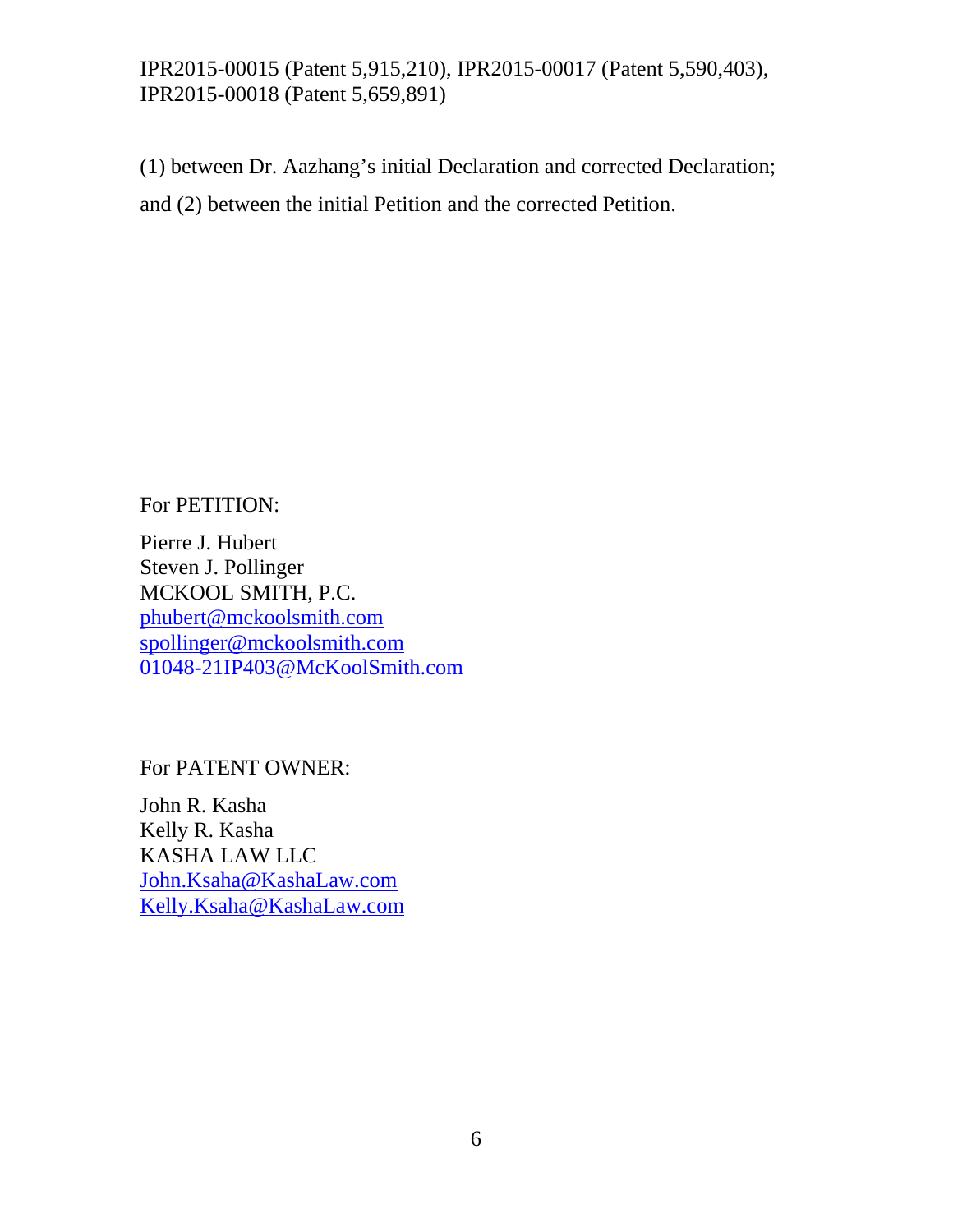(1) between Dr. Aazhang's initial Declaration and corrected Declaration; and (2) between the initial Petition and the corrected Petition.

For PETITION:

Pierre J. Hubert
Steven J. Pollinger
MCKOOL SMITH, P.C.
phubert@mckoolsmith.com
spollinger@mckoolsmith.com
01048-21IP403@McKoolSmith.com

For PATENT OWNER:

John R. Kasha
Kelly R. Kasha
KASHA LAW LLC
John.Ksaha@KashaLaw.com
Kelly.Ksaha@KashaLaw.com